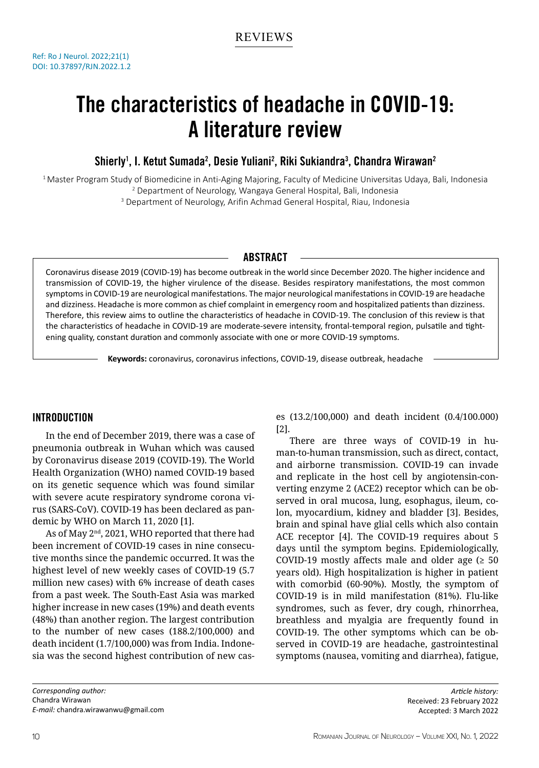REVIEWS

Ref: Ro J Neurol. 2022;21(1)
DOI: 10.37897/RJN.2022.1.2

# The characteristics of headache in COVID-19: A literature review

**Shierly[1], I. Ketut Sumada[2], Desie Yuliani[2], Riki Sukiandra[3], Chandra Wirawan[2]**

[1] Master Program Study of Biomedicine in Anti-Aging Majoring, Faculty of Medicine Universitas Udaya, Bali, Indonesia
[2] Department of Neurology, Wangaya General Hospital, Bali, Indonesia
[3] Department of Neurology, Arifin Achmad General Hospital, Riau, Indonesia

## ABSTRACT

Coronavirus disease 2019 (COVID-19) has become outbreak in the world since December 2020. The higher incidence and transmission of COVID-19, the higher virulence of the disease. Besides respiratory manifestations, the most common symptoms in COVID-19 are neurological manifestations. The major neurological manifestations in COVID-19 are headache and dizziness. Headache is more common as chief complaint in emergency room and hospitalized patients than dizziness. Therefore, this review aims to outline the characteristics of headache in COVID-19. The conclusion of this review is that the characteristics of headache in COVID-19 are moderate-severe intensity, frontal-temporal region, pulsatile and tightening quality, constant duration and commonly associate with one or more COVID-19 symptoms.

**Keywords:** coronavirus, coronavirus infections, COVID-19, disease outbreak, headache

## INTRODUCTION

In the end of December 2019, there was a case of pneumonia outbreak in Wuhan which was caused by Coronavirus disease 2019 (COVID-19). The World Health Organization (WHO) named COVID-19 based on its genetic sequence which was found similar with severe acute respiratory syndrome corona virus (SARS-CoV). COVID-19 has been declared as pandemic by WHO on March 11, 2020 [1].

As of May 2nd, 2021, WHO reported that there had been increment of COVID-19 cases in nine consecutive months since the pandemic occurred. It was the highest level of new weekly cases of COVID-19 (5.7 million new cases) with 6% increase of death cases from a past week. The South-East Asia was marked higher increase in new cases (19%) and death events (48%) than another region. The largest contribution to the number of new cases (188.2/100,000) and death incident (1.7/100,000) was from India. Indonesia was the second highest contribution of new cases (13.2/100,000) and death incident (0.4/100.000) [2].

There are three ways of COVID-19 in human-to-human transmission, such as direct, contact, and airborne transmission. COVID-19 can invade and replicate in the host cell by angiotensin-converting enzyme 2 (ACE2) receptor which can be observed in oral mucosa, lung, esophagus, ileum, colon, myocardium, kidney and bladder [3]. Besides, brain and spinal have glial cells which also contain ACE receptor [4]. The COVID-19 requires about 5 days until the symptom begins. Epidemiologically, COVID-19 mostly affects male and older age (≥ 50 years old). High hospitalization is higher in patient with comorbid (60-90%). Mostly, the symptom of COVID-19 is in mild manifestation (81%). Flu-like syndromes, such as fever, dry cough, rhinorrhea, breathless and myalgia are frequently found in COVID-19. The other symptoms which can be observed in COVID-19 are headache, gastrointestinal symptoms (nausea, vomiting and diarrhea), fatigue,

*Corresponding author:*
Chandra Wirawan
*E-mail:* chandra.wirawanwu@gmail.com

*Article history:*
Received: 23 February 2022
Accepted: 3 March 2022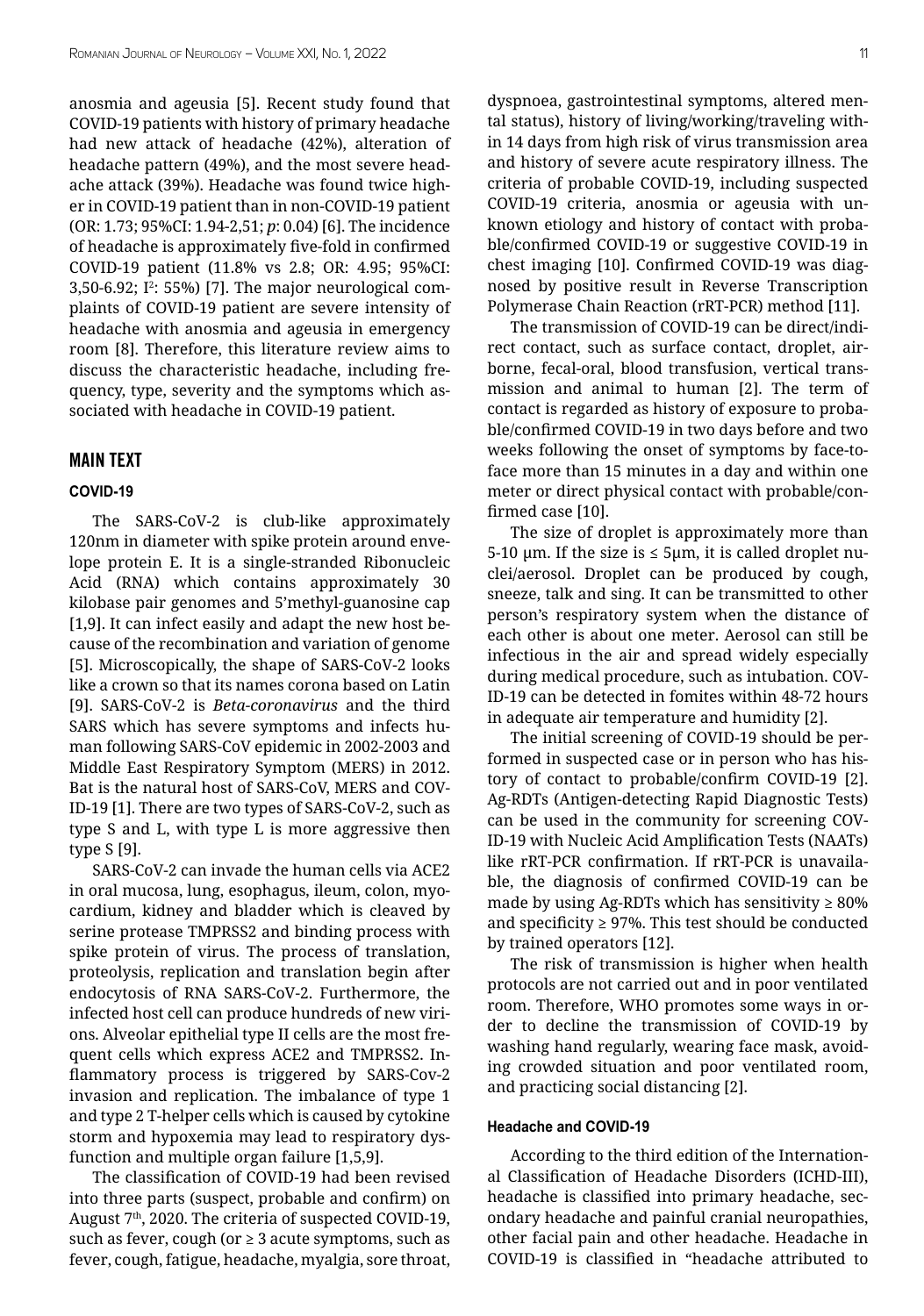anosmia and ageusia [5]. Recent study found that COVID-19 patients with history of primary headache had new attack of headache (42%), alteration of headache pattern (49%), and the most severe headache attack (39%). Headache was found twice higher in COVID-19 patient than in non-COVID-19 patient (OR: 1.73; 95%CI: 1.94-2,51; *p*: 0.04) [6]. The incidence of headache is approximately five-fold in confirmed COVID-19 patient (11.8% vs 2.8; OR: 4.95; 95%CI: 3,50-6.92; $I^2$: 55%) [7]. The major neurological complaints of COVID-19 patient are severe intensity of headache with anosmia and ageusia in emergency room [8]. Therefore, this literature review aims to discuss the characteristic headache, including frequency, type, severity and the symptoms which associated with headache in COVID-19 patient.

## MAIN TEXT

### COVID-19

The SARS-CoV-2 is club-like approximately 120nm in diameter with spike protein around envelope protein E. It is a single-stranded Ribonucleic Acid (RNA) which contains approximately 30 kilobase pair genomes and 5'methyl-guanosine cap [1,9]. It can infect easily and adapt the new host because of the recombination and variation of genome [5]. Microscopically, the shape of SARS-CoV-2 looks like a crown so that its names corona based on Latin [9]. SARS-CoV-2 is *Beta-coronavirus* and the third SARS which has severe symptoms and infects human following SARS-CoV epidemic in 2002-2003 and Middle East Respiratory Symptom (MERS) in 2012. Bat is the natural host of SARS-CoV, MERS and COVID-19 [1]. There are two types of SARS-CoV-2, such as type S and L, with type L is more aggressive then type S [9].

SARS-CoV-2 can invade the human cells via ACE2 in oral mucosa, lung, esophagus, ileum, colon, myocardium, kidney and bladder which is cleaved by serine protease TMPRSS2 and binding process with spike protein of virus. The process of translation, proteolysis, replication and translation begin after endocytosis of RNA SARS-CoV-2. Furthermore, the infected host cell can produce hundreds of new virions. Alveolar epithelial type II cells are the most frequent cells which express ACE2 and TMPRSS2. Inflammatory process is triggered by SARS-Cov-2 invasion and replication. The imbalance of type 1 and type 2 T-helper cells which is caused by cytokine storm and hypoxemia may lead to respiratory dysfunction and multiple organ failure [1,5,9].

The classification of COVID-19 had been revised into three parts (suspect, probable and confirm) on August 7th, 2020. The criteria of suspected COVID-19, such as fever, cough (or ≥ 3 acute symptoms, such as fever, cough, fatigue, headache, myalgia, sore throat, dyspnoea, gastrointestinal symptoms, altered mental status), history of living/working/traveling within 14 days from high risk of virus transmission area and history of severe acute respiratory illness. The criteria of probable COVID-19, including suspected COVID-19 criteria, anosmia or ageusia with unknown etiology and history of contact with probable/confirmed COVID-19 or suggestive COVID-19 in chest imaging [10]. Confirmed COVID-19 was diagnosed by positive result in Reverse Transcription Polymerase Chain Reaction (rRT-PCR) method [11].

The transmission of COVID-19 can be direct/indirect contact, such as surface contact, droplet, airborne, fecal-oral, blood transfusion, vertical transmission and animal to human [2]. The term of contact is regarded as history of exposure to probable/confirmed COVID-19 in two days before and two weeks following the onset of symptoms by face-to-face more than 15 minutes in a day and within one meter or direct physical contact with probable/confirmed case [10].

The size of droplet is approximately more than 5-10 μm. If the size is ≤ 5μm, it is called droplet nuclei/aerosol. Droplet can be produced by cough, sneeze, talk and sing. It can be transmitted to other person's respiratory system when the distance of each other is about one meter. Aerosol can still be infectious in the air and spread widely especially during medical procedure, such as intubation. COVID-19 can be detected in fomites within 48-72 hours in adequate air temperature and humidity [2].

The initial screening of COVID-19 should be performed in suspected case or in person who has history of contact to probable/confirm COVID-19 [2]. Ag-RDTs (Antigen-detecting Rapid Diagnostic Tests) can be used in the community for screening COVID-19 with Nucleic Acid Amplification Tests (NAATs) like rRT-PCR confirmation. If rRT-PCR is unavailable, the diagnosis of confirmed COVID-19 can be made by using Ag-RDTs which has sensitivity ≥ 80% and specificity ≥ 97%. This test should be conducted by trained operators [12].

The risk of transmission is higher when health protocols are not carried out and in poor ventilated room. Therefore, WHO promotes some ways in order to decline the transmission of COVID-19 by washing hand regularly, wearing face mask, avoiding crowded situation and poor ventilated room, and practicing social distancing [2].

### Headache and COVID-19

According to the third edition of the International Classification of Headache Disorders (ICHD-III), headache is classified into primary headache, secondary headache and painful cranial neuropathies, other facial pain and other headache. Headache in COVID-19 is classified in "headache attributed to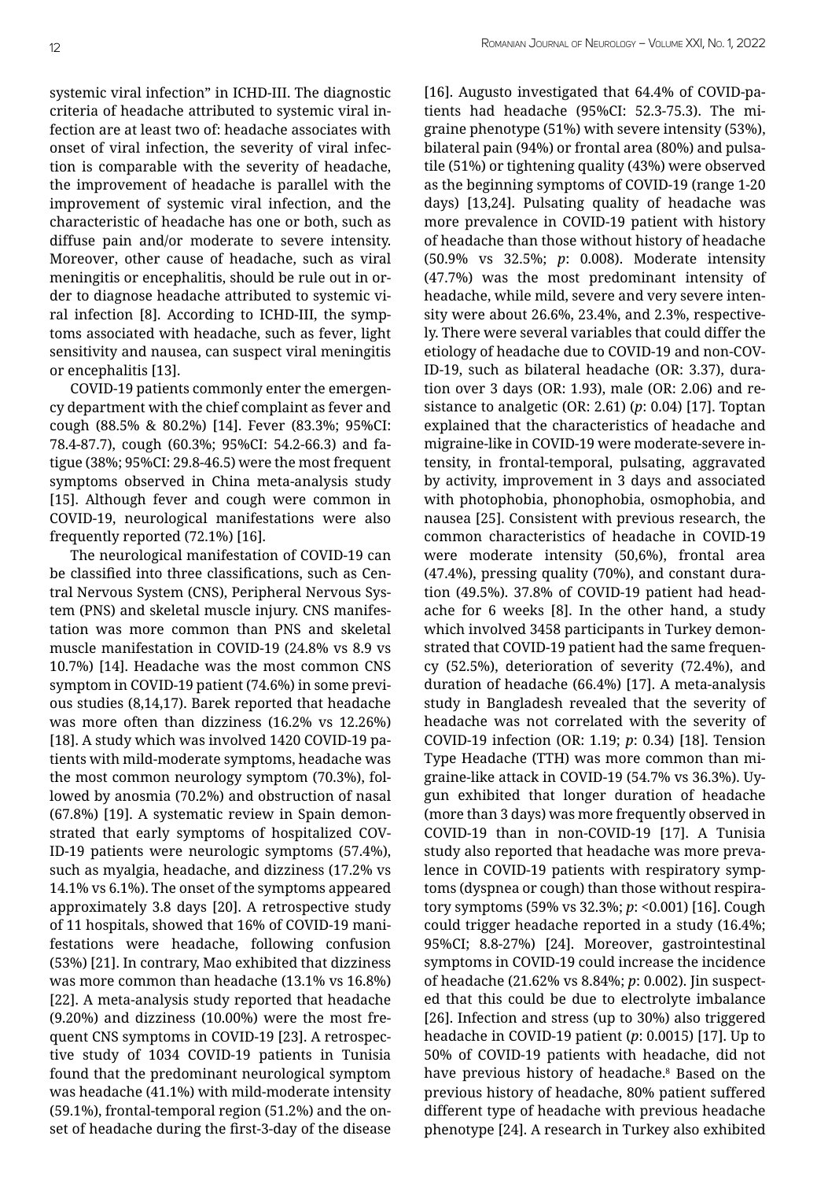systemic viral infection" in ICHD-III. The diagnostic criteria of headache attributed to systemic viral infection are at least two of: headache associates with onset of viral infection, the severity of viral infection is comparable with the severity of headache, the improvement of headache is parallel with the improvement of systemic viral infection, and the characteristic of headache has one or both, such as diffuse pain and/or moderate to severe intensity. Moreover, other cause of headache, such as viral meningitis or encephalitis, should be rule out in order to diagnose headache attributed to systemic viral infection [8]. According to ICHD-III, the symptoms associated with headache, such as fever, light sensitivity and nausea, can suspect viral meningitis or encephalitis [13].

COVID-19 patients commonly enter the emergency department with the chief complaint as fever and cough (88.5% & 80.2%) [14]. Fever (83.3%; 95%CI: 78.4-87.7), cough (60.3%; 95%CI: 54.2-66.3) and fatigue (38%; 95%CI: 29.8-46.5) were the most frequent symptoms observed in China meta-analysis study [15]. Although fever and cough were common in COVID-19, neurological manifestations were also frequently reported (72.1%) [16].

The neurological manifestation of COVID-19 can be classified into three classifications, such as Central Nervous System (CNS), Peripheral Nervous System (PNS) and skeletal muscle injury. CNS manifestation was more common than PNS and skeletal muscle manifestation in COVID-19 (24.8% vs 8.9 vs 10.7%) [14]. Headache was the most common CNS symptom in COVID-19 patient (74.6%) in some previous studies (8,14,17). Barek reported that headache was more often than dizziness (16.2% vs 12.26%) [18]. A study which was involved 1420 COVID-19 patients with mild-moderate symptoms, headache was the most common neurology symptom (70.3%), followed by anosmia (70.2%) and obstruction of nasal (67.8%) [19]. A systematic review in Spain demonstrated that early symptoms of hospitalized COVID-19 patients were neurologic symptoms (57.4%), such as myalgia, headache, and dizziness (17.2% vs 14.1% vs 6.1%). The onset of the symptoms appeared approximately 3.8 days [20]. A retrospective study of 11 hospitals, showed that 16% of COVID-19 manifestations were headache, following confusion (53%) [21]. In contrary, Mao exhibited that dizziness was more common than headache (13.1% vs 16.8%) [22]. A meta-analysis study reported that headache (9.20%) and dizziness (10.00%) were the most frequent CNS symptoms in COVID-19 [23]. A retrospective study of 1034 COVID-19 patients in Tunisia found that the predominant neurological symptom was headache (41.1%) with mild-moderate intensity (59.1%), frontal-temporal region (51.2%) and the onset of headache during the first-3-day of the disease [16]. Augusto investigated that 64.4% of COVID-patients had headache (95%CI: 52.3-75.3). The migraine phenotype (51%) with severe intensity (53%), bilateral pain (94%) or frontal area (80%) and pulsatile (51%) or tightening quality (43%) were observed as the beginning symptoms of COVID-19 (range 1-20 days) [13,24]. Pulsating quality of headache was more prevalence in COVID-19 patient with history of headache than those without history of headache (50.9% vs 32.5%; *p*: 0.008). Moderate intensity (47.7%) was the most predominant intensity of headache, while mild, severe and very severe intensity were about 26.6%, 23.4%, and 2.3%, respectively. There were several variables that could differ the etiology of headache due to COVID-19 and non-COVID-19, such as bilateral headache (OR: 3.37), duration over 3 days (OR: 1.93), male (OR: 2.06) and resistance to analgetic (OR: 2.61) (*p*: 0.04) [17]. Toptan explained that the characteristics of headache and migraine-like in COVID-19 were moderate-severe intensity, in frontal-temporal, pulsating, aggravated by activity, improvement in 3 days and associated with photophobia, phonophobia, osmophobia, and nausea [25]. Consistent with previous research, the common characteristics of headache in COVID-19 were moderate intensity (50,6%), frontal area (47.4%), pressing quality (70%), and constant duration (49.5%). 37.8% of COVID-19 patient had headache for 6 weeks [8]. In the other hand, a study which involved 3458 participants in Turkey demonstrated that COVID-19 patient had the same frequency (52.5%), deterioration of severity (72.4%), and duration of headache (66.4%) [17]. A meta-analysis study in Bangladesh revealed that the severity of headache was not correlated with the severity of COVID-19 infection (OR: 1.19; *p*: 0.34) [18]. Tension Type Headache (TTH) was more common than migraine-like attack in COVID-19 (54.7% vs 36.3%). Uygun exhibited that longer duration of headache (more than 3 days) was more frequently observed in COVID-19 than in non-COVID-19 [17]. A Tunisia study also reported that headache was more prevalence in COVID-19 patients with respiratory symptoms (dyspnea or cough) than those without respiratory symptoms (59% vs 32.3%; *p*: <0.001) [16]. Cough could trigger headache reported in a study (16.4%; 95%CI; 8.8-27%) [24]. Moreover, gastrointestinal symptoms in COVID-19 could increase the incidence of headache (21.62% vs 8.84%; *p*: 0.002). Jin suspected that this could be due to electrolyte imbalance [26]. Infection and stress (up to 30%) also triggered headache in COVID-19 patient (*p*: 0.0015) [17]. Up to 50% of COVID-19 patients with headache, did not have previous history of headache.[8] Based on the previous history of headache, 80% patient suffered different type of headache with previous headache phenotype [24]. A research in Turkey also exhibited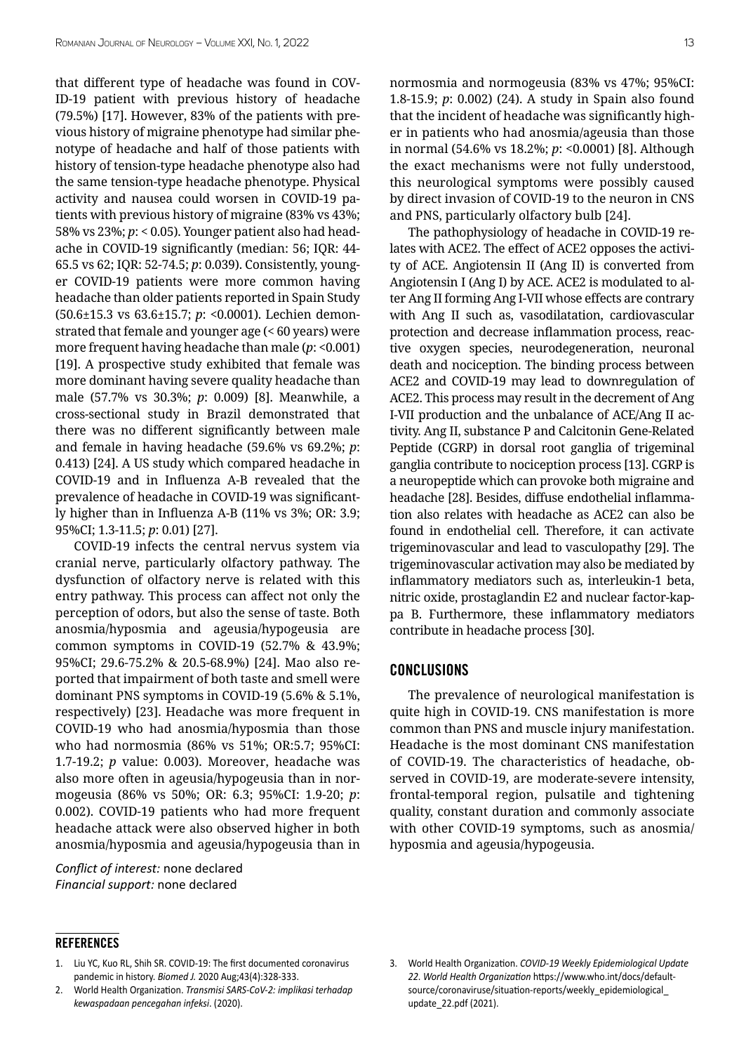that different type of headache was found in COVID-19 patient with previous history of headache (79.5%) [17]. However, 83% of the patients with previous history of migraine phenotype had similar phenotype of headache and half of those patients with history of tension-type headache phenotype also had the same tension-type headache phenotype. Physical activity and nausea could worsen in COVID-19 patients with previous history of migraine (83% vs 43%; 58% vs 23%; *p*: < 0.05). Younger patient also had headache in COVID-19 significantly (median: 56; IQR: 44-65.5 vs 62; IQR: 52-74.5; *p*: 0.039). Consistently, younger COVID-19 patients were more common having headache than older patients reported in Spain Study (50.6±15.3 vs 63.6±15.7; *p*: <0.0001). Lechien demonstrated that female and younger age (< 60 years) were more frequent having headache than male (*p*: <0.001) [19]. A prospective study exhibited that female was more dominant having severe quality headache than male (57.7% vs 30.3%; *p*: 0.009) [8]. Meanwhile, a cross-sectional study in Brazil demonstrated that there was no different significantly between male and female in having headache (59.6% vs 69.2%; *p*: 0.413) [24]. A US study which compared headache in COVID-19 and in Influenza A-B revealed that the prevalence of headache in COVID-19 was significantly higher than in Influenza A-B (11% vs 3%; OR: 3.9; 95%CI; 1.3-11.5; *p*: 0.01) [27].

COVID-19 infects the central nervus system via cranial nerve, particularly olfactory pathway. The dysfunction of olfactory nerve is related with this entry pathway. This process can affect not only the perception of odors, but also the sense of taste. Both anosmia/hyposmia and ageusia/hypogeusia are common symptoms in COVID-19 (52.7% & 43.9%; 95%CI; 29.6-75.2% & 20.5-68.9%) [24]. Mao also reported that impairment of both taste and smell were dominant PNS symptoms in COVID-19 (5.6% & 5.1%, respectively) [23]. Headache was more frequent in COVID-19 who had anosmia/hyposmia than those who had normosmia (86% vs 51%; OR:5.7; 95%CI: 1.7-19.2; *p* value: 0.003). Moreover, headache was also more often in ageusia/hypogeusia than in normogeusia (86% vs 50%; OR: 6.3; 95%CI: 1.9-20; *p*: 0.002). COVID-19 patients who had more frequent headache attack were also observed higher in both anosmia/hyposmia and ageusia/hypogeusia than in normosmia and normogeusia (83% vs 47%; 95%CI: 1.8-15.9; *p*: 0.002) (24). A study in Spain also found that the incident of headache was significantly higher in patients who had anosmia/ageusia than those in normal (54.6% vs 18.2%; *p*: <0.0001) [8]. Although the exact mechanisms were not fully understood, this neurological symptoms were possibly caused by direct invasion of COVID-19 to the neuron in CNS and PNS, particularly olfactory bulb [24].

The pathophysiology of headache in COVID-19 relates with ACE2. The effect of ACE2 opposes the activity of ACE. Angiotensin II (Ang II) is converted from Angiotensin I (Ang I) by ACE. ACE2 is modulated to alter Ang II forming Ang I-VII whose effects are contrary with Ang II such as, vasodilatation, cardiovascular protection and decrease inflammation process, reactive oxygen species, neurodegeneration, neuronal death and nociception. The binding process between ACE2 and COVID-19 may lead to downregulation of ACE2. This process may result in the decrement of Ang I-VII production and the unbalance of ACE/Ang II activity. Ang II, substance P and Calcitonin Gene-Related Peptide (CGRP) in dorsal root ganglia of trigeminal ganglia contribute to nociception process [13]. CGRP is a neuropeptide which can provoke both migraine and headache [28]. Besides, diffuse endothelial inflammation also relates with headache as ACE2 can also be found in endothelial cell. Therefore, it can activate trigeminovascular and lead to vasculopathy [29]. The trigeminovascular activation may also be mediated by inflammatory mediators such as, interleukin-1 beta, nitric oxide, prostaglandin E2 and nuclear factor-kappa B. Furthermore, these inflammatory mediators contribute in headache process [30].

## CONCLUSIONS

The prevalence of neurological manifestation is quite high in COVID-19. CNS manifestation is more common than PNS and muscle injury manifestation. Headache is the most dominant CNS manifestation of COVID-19. The characteristics of headache, observed in COVID-19, are moderate-severe intensity, frontal-temporal region, pulsatile and tightening quality, constant duration and commonly associate with other COVID-19 symptoms, such as anosmia/hyposmia and ageusia/hypogeusia.

*Conflict of interest:* none declared
*Financial support:* none declared

## REFERENCES

1. Liu YC, Kuo RL, Shih SR. COVID-19: The first documented coronavirus pandemic in history. *Biomed J.* 2020 Aug;43(4):328-333.
2. World Health Organization. *Transmisi SARS-CoV-2: implikasi terhadap kewaspadaan pencegahan infeksi*. (2020).
3. World Health Organization. *COVID-19 Weekly Epidemiological Update 22. World Health Organization* https://www.who.int/docs/default-source/coronaviruse/situation-reports/weekly_epidemiological_update_22.pdf (2021).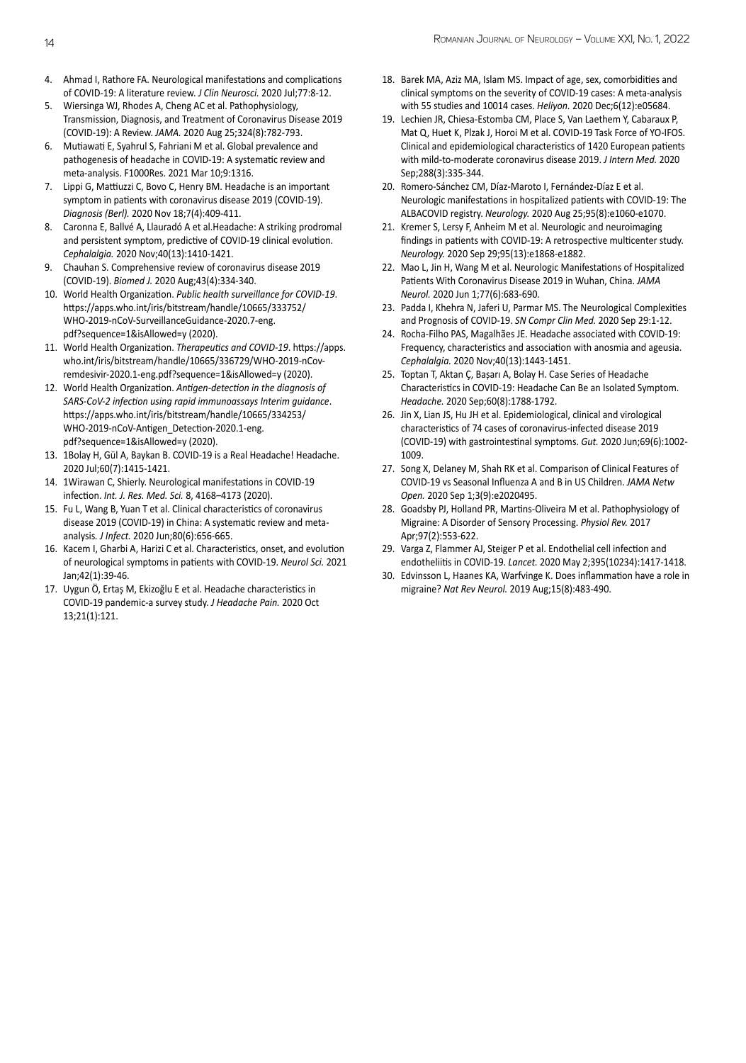4. Ahmad I, Rathore FA. Neurological manifestations and complications of COVID-19: A literature review. *J Clin Neurosci.* 2020 Jul;77:8-12.
5. Wiersinga WJ, Rhodes A, Cheng AC et al. Pathophysiology, Transmission, Diagnosis, and Treatment of Coronavirus Disease 2019 (COVID-19): A Review. *JAMA.* 2020 Aug 25;324(8):782-793.
6. Mutiawati E, Syahrul S, Fahriani M et al. Global prevalence and pathogenesis of headache in COVID-19: A systematic review and meta-analysis. F1000Res. 2021 Mar 10;9:1316.
7. Lippi G, Mattiuzzi C, Bovo C, Henry BM. Headache is an important symptom in patients with coronavirus disease 2019 (COVID-19). *Diagnosis (Berl).* 2020 Nov 18;7(4):409-411.
8. Caronna E, Ballvé A, Llauradó A et al.Headache: A striking prodromal and persistent symptom, predictive of COVID-19 clinical evolution. *Cephalalgia.* 2020 Nov;40(13):1410-1421.
9. Chauhan S. Comprehensive review of coronavirus disease 2019 (COVID-19). *Biomed J.* 2020 Aug;43(4):334-340.
10. World Health Organization. *Public health surveillance for COVID-19*. https://apps.who.int/iris/bitstream/handle/10665/333752/WHO-2019-nCoV-SurveillanceGuidance-2020.7-eng.pdf?sequence=1&isAllowed=y (2020).
11. World Health Organization. *Therapeutics and COVID-19*. https://apps.who.int/iris/bitstream/handle/10665/336729/WHO-2019-nCov-remdesivir-2020.1-eng.pdf?sequence=1&isAllowed=y (2020).
12. World Health Organization. *Antigen-detection in the diagnosis of SARS-CoV-2 infection using rapid immunoassays Interim guidance*. https://apps.who.int/iris/bitstream/handle/10665/334253/WHO-2019-nCoV-Antigen_Detection-2020.1-eng.pdf?sequence=1&isAllowed=y (2020).
13. 1Bolay H, Gül A, Baykan B. COVID-19 is a Real Headache! Headache. 2020 Jul;60(7):1415-1421.
14. 1Wirawan C, Shierly. Neurological manifestations in COVID-19 infection. *Int. J. Res. Med. Sci.* 8, 4168–4173 (2020).
15. Fu L, Wang B, Yuan T et al. Clinical characteristics of coronavirus disease 2019 (COVID-19) in China: A systematic review and meta-analysis. *J Infect.* 2020 Jun;80(6):656-665.
16. Kacem I, Gharbi A, Harizi C et al. Characteristics, onset, and evolution of neurological symptoms in patients with COVID-19. *Neurol Sci.* 2021 Jan;42(1):39-46.
17. Uygun Ö, Ertaş M, Ekizoğlu E et al. Headache characteristics in COVID-19 pandemic-a survey study. *J Headache Pain.* 2020 Oct 13;21(1):121.
18. Barek MA, Aziz MA, Islam MS. Impact of age, sex, comorbidities and clinical symptoms on the severity of COVID-19 cases: A meta-analysis with 55 studies and 10014 cases. *Heliyon.* 2020 Dec;6(12):e05684.
19. Lechien JR, Chiesa-Estomba CM, Place S, Van Laethem Y, Cabaraux P, Mat Q, Huet K, Plzak J, Horoi M et al. COVID-19 Task Force of YO-IFOS. Clinical and epidemiological characteristics of 1420 European patients with mild-to-moderate coronavirus disease 2019. *J Intern Med.* 2020 Sep;288(3):335-344.
20. Romero-Sánchez CM, Díaz-Maroto I, Fernández-Díaz E et al. Neurologic manifestations in hospitalized patients with COVID-19: The ALBACOVID registry. *Neurology.* 2020 Aug 25;95(8):e1060-e1070.
21. Kremer S, Lersy F, Anheim M et al. Neurologic and neuroimaging findings in patients with COVID-19: A retrospective multicenter study. *Neurology.* 2020 Sep 29;95(13):e1868-e1882.
22. Mao L, Jin H, Wang M et al. Neurologic Manifestations of Hospitalized Patients With Coronavirus Disease 2019 in Wuhan, China. *JAMA Neurol.* 2020 Jun 1;77(6):683-690.
23. Padda I, Khehra N, Jaferi U, Parmar MS. The Neurological Complexities and Prognosis of COVID-19. *SN Compr Clin Med.* 2020 Sep 29:1-12.
24. Rocha-Filho PAS, Magalhães JE. Headache associated with COVID-19: Frequency, characteristics and association with anosmia and ageusia. *Cephalalgia.* 2020 Nov;40(13):1443-1451.
25. Toptan T, Aktan Ç, Başarı A, Bolay H. Case Series of Headache Characteristics in COVID-19: Headache Can Be an Isolated Symptom. *Headache.* 2020 Sep;60(8):1788-1792.
26. Jin X, Lian JS, Hu JH et al. Epidemiological, clinical and virological characteristics of 74 cases of coronavirus-infected disease 2019 (COVID-19) with gastrointestinal symptoms. *Gut.* 2020 Jun;69(6):1002-1009.
27. Song X, Delaney M, Shah RK et al. Comparison of Clinical Features of COVID-19 vs Seasonal Influenza A and B in US Children. *JAMA Netw Open.* 2020 Sep 1;3(9):e2020495.
28. Goadsby PJ, Holland PR, Martins-Oliveira M et al. Pathophysiology of Migraine: A Disorder of Sensory Processing. *Physiol Rev.* 2017 Apr;97(2):553-622.
29. Varga Z, Flammer AJ, Steiger P et al. Endothelial cell infection and endotheliitis in COVID-19. *Lancet.* 2020 May 2;395(10234):1417-1418.
30. Edvinsson L, Haanes KA, Warfvinge K. Does inflammation have a role in migraine? *Nat Rev Neurol.* 2019 Aug;15(8):483-490.